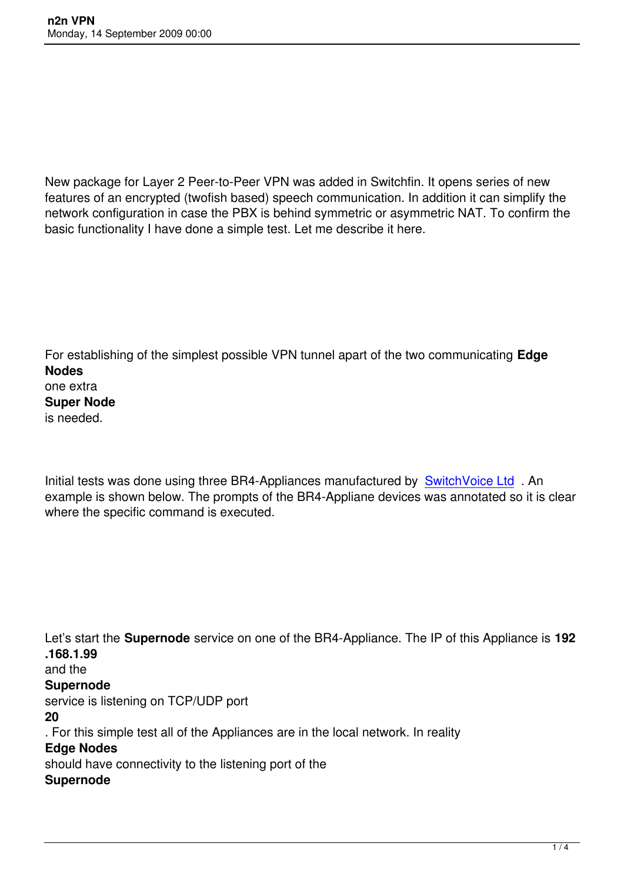New package for Layer 2 Peer-to-Peer VPN was added in Switchfin. It opens series of new features of an encrypted (twofish based) speech communication. In addition it can simplify the network configuration in case the PBX is behind symmetric or asymmetric NAT. To confirm the basic functionality I have done a simple test. Let me describe it here.

For establishing of the simplest possible VPN tunnel apart of the two communicating **Edge Nodes** one extra **Super Node** is needed.

Initial tests was done using three BR4-Appliances manufactured by SwitchVoice Ltd . An example is shown below. The prompts of the BR4-Appliane devices was annotated so it is clear where the specific command is executed.

Let's start the **Supernode** service on one of the BR4-Appliance. The IP of this Appliance is **192.168.1.99** and the **Supernode** service is listening on TCP/UDP port **20**. For this simple test all of the Appliances are in the local network. In reality **Edge Nodes** should have connectivity to the listening port of the **Supernode**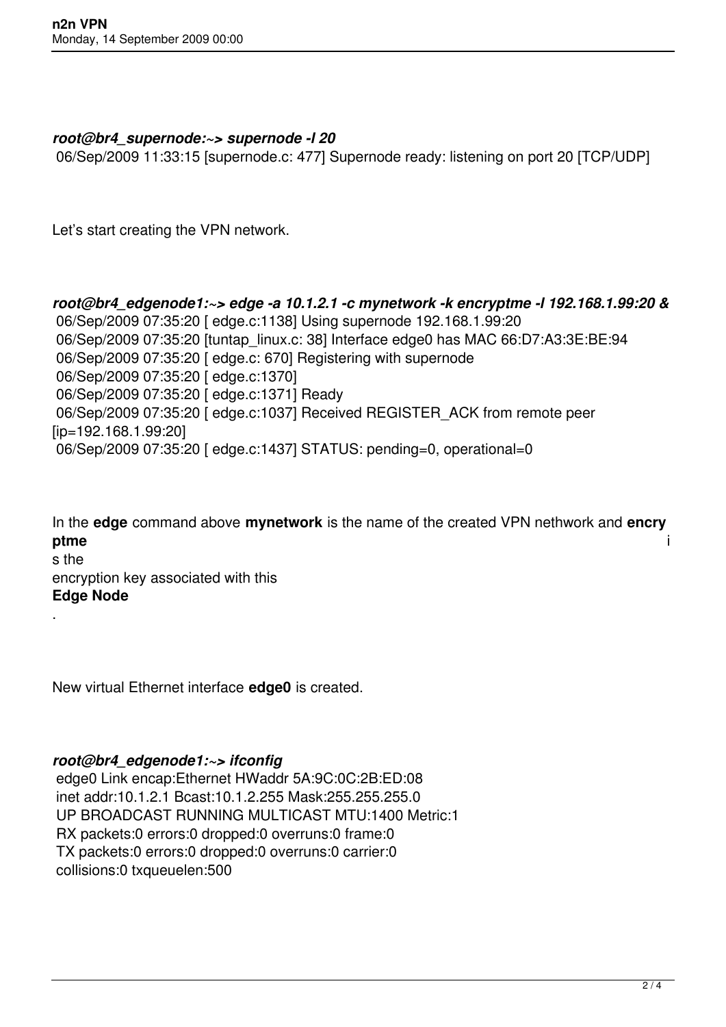***root@br4_supernode:~> supernode -l 20***

```
06/Sep/2009 11:33:15 [supernode.c: 477] Supernode ready: listening on port 20 [TCP/UDP]
```

Let's start creating the VPN network.

***root@br4_edgenode1:~> edge -a 10.1.2.1 -c mynetwork -k encryptme -l 192.168.1.99:20 &***

```
06/Sep/2009 07:35:20 [ edge.c:1138] Using supernode 192.168.1.99:20
06/Sep/2009 07:35:20 [tuntap_linux.c: 38] Interface edge0 has MAC 66:D7:A3:3E:BE:94
06/Sep/2009 07:35:20 [ edge.c: 670] Registering with supernode
06/Sep/2009 07:35:20 [ edge.c:1370]
06/Sep/2009 07:35:20 [ edge.c:1371] Ready
06/Sep/2009 07:35:20 [ edge.c:1037] Received REGISTER_ACK from remote peer [ip=192.168.1.99:20]
06/Sep/2009 07:35:20 [ edge.c:1437] STATUS: pending=0, operational=0
```

In the **edge** command above **mynetwork** is the name of the created VPN nethwork and **encryptme** is the encryption key associated with this **Edge Node**.

New virtual Ethernet interface **edge0** is created.

***root@br4_edgenode1:~> ifconfig***

```
edge0 Link encap:Ethernet HWaddr 5A:9C:0C:2B:ED:08
inet addr:10.1.2.1 Bcast:10.1.2.255 Mask:255.255.255.0
UP BROADCAST RUNNING MULTICAST MTU:1400 Metric:1
RX packets:0 errors:0 dropped:0 overruns:0 frame:0
TX packets:0 errors:0 dropped:0 overruns:0 carrier:0
collisions:0 txqueuelen:500
```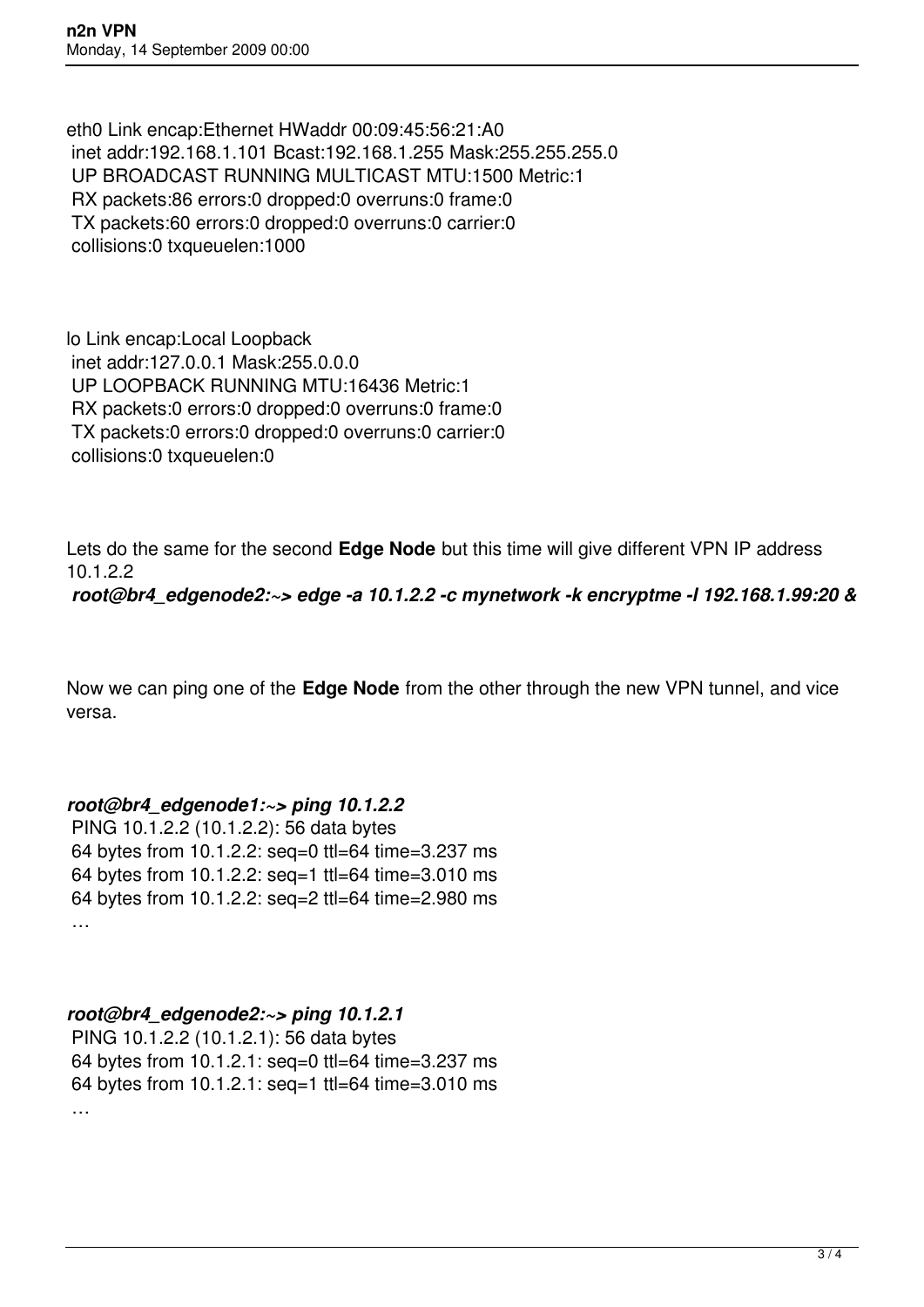```
eth0 Link encap:Ethernet HWaddr 00:09:45:56:21:A0
 inet addr:192.168.1.101 Bcast:192.168.1.255 Mask:255.255.255.0
 UP BROADCAST RUNNING MULTICAST MTU:1500 Metric:1
 RX packets:86 errors:0 dropped:0 overruns:0 frame:0
 TX packets:60 errors:0 dropped:0 overruns:0 carrier:0
 collisions:0 txqueuelen:1000
```

```
lo Link encap:Local Loopback
 inet addr:127.0.0.1 Mask:255.0.0.0
 UP LOOPBACK RUNNING MTU:16436 Metric:1
 RX packets:0 errors:0 dropped:0 overruns:0 frame:0
 TX packets:0 errors:0 dropped:0 overruns:0 carrier:0
 collisions:0 txqueuelen:0
```

Lets do the same for the second **Edge Node** but this time will give different VPN IP address 10.1.2.2

***root@br4_edgenode2:~> edge -a 10.1.2.2 -c mynetwork -k encryptme -l 192.168.1.99:20 &***

Now we can ping one of the **Edge Node** from the other through the new VPN tunnel, and vice versa.

***root@br4_edgenode1:~> ping 10.1.2.2***

```
PING 10.1.2.2 (10.1.2.2): 56 data bytes
64 bytes from 10.1.2.2: seq=0 ttl=64 time=3.237 ms
64 bytes from 10.1.2.2: seq=1 ttl=64 time=3.010 ms
64 bytes from 10.1.2.2: seq=2 ttl=64 time=2.980 ms
…
```

***root@br4_edgenode2:~> ping 10.1.2.1***

```
PING 10.1.2.2 (10.1.2.1): 56 data bytes
64 bytes from 10.1.2.1: seq=0 ttl=64 time=3.237 ms
64 bytes from 10.1.2.1: seq=1 ttl=64 time=3.010 ms
…
```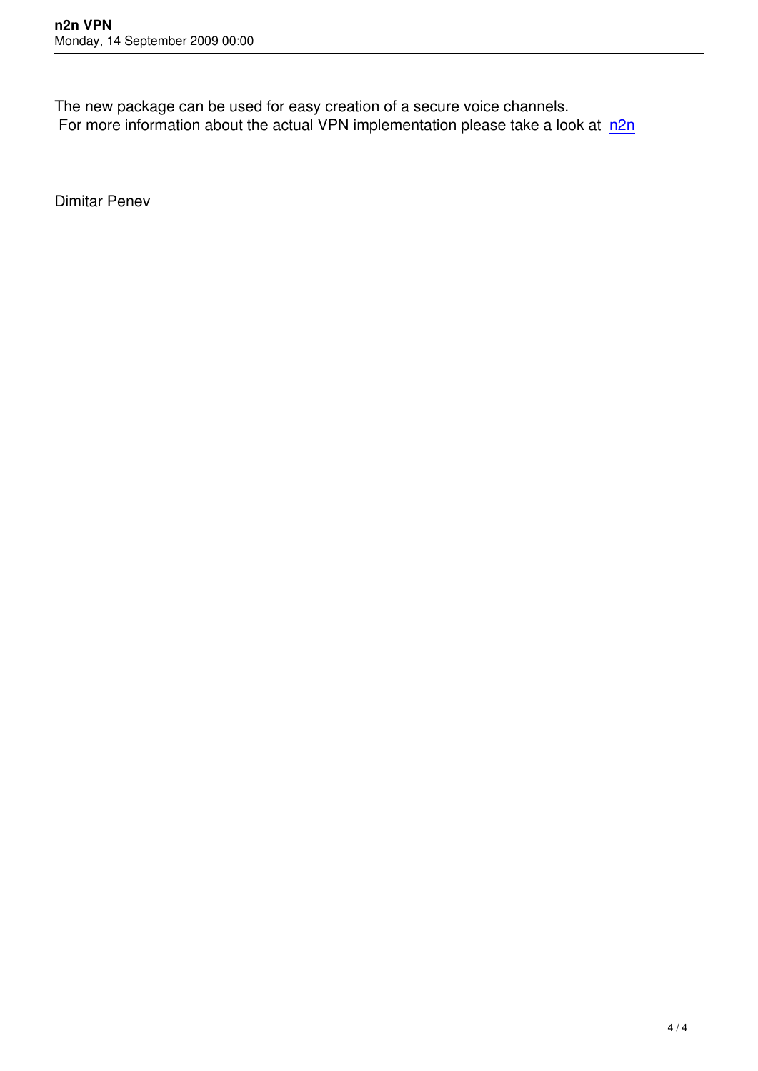The new package can be used for easy creation of a secure voice channels.
For more information about the actual VPN implementation please take a look at n2n

Dimitar Penev